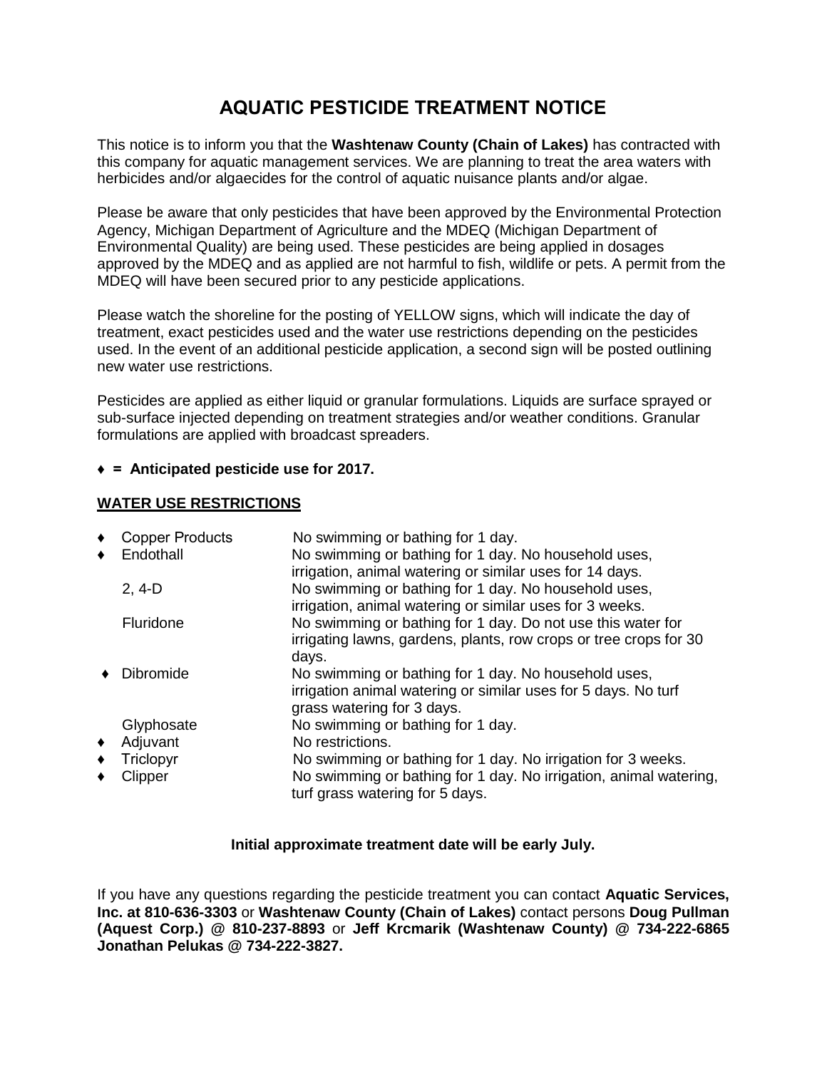# AQUATIC PESTICIDE TREATMENT NOTICE

This notice is to inform you that the **Washtenaw County (Chain of Lakes)** has contracted with this company for aquatic management services. We are planning to treat the area waters with herbicides and/or algaecides for the control of aquatic nuisance plants and/or algae.

Please be aware that only pesticides that have been approved by the Environmental Protection Agency, Michigan Department of Agriculture and the MDEQ (Michigan Department of Environmental Quality) are being used. These pesticides are being applied in dosages approved by the MDEQ and as applied are not harmful to fish, wildlife or pets. A permit from the MDEQ will have been secured prior to any pesticide applications.

Please watch the shoreline for the posting of YELLOW signs, which will indicate the day of treatment, exact pesticides used and the water use restrictions depending on the pesticides used. In the event of an additional pesticide application, a second sign will be posted outlining new water use restrictions.

Pesticides are applied as either liquid or granular formulations. Liquids are surface sprayed or sub-surface injected depending on treatment strategies and/or weather conditions. Granular formulations are applied with broadcast spreaders.

**♦ = Anticipated pesticide use for 2017.**

## WATER USE RESTRICTIONS

| | Pesticide | Restrictions |
|---|---|---|
| ♦ | Copper Products | No swimming or bathing for 1 day. |
| ♦ | Endothall | No swimming or bathing for 1 day. No household uses, irrigation, animal watering or similar uses for 14 days. |
| | 2, 4-D | No swimming or bathing for 1 day. No household uses, irrigation, animal watering or similar uses for 3 weeks. |
| | Fluridone | No swimming or bathing for 1 day. Do not use this water for irrigating lawns, gardens, plants, row crops or tree crops for 30 days. |
| ♦ | Dibromide | No swimming or bathing for 1 day. No household uses, irrigation animal watering or similar uses for 5 days. No turf grass watering for 3 days. |
| | Glyphosate | No swimming or bathing for 1 day. |
| ♦ | Adjuvant | No restrictions. |
| ♦ | Triclopyr | No swimming or bathing for 1 day. No irrigation for 3 weeks. |
| ♦ | Clipper | No swimming or bathing for 1 day. No irrigation, animal watering, turf grass watering for 5 days. |

**Initial approximate treatment date will be early July.**

If you have any questions regarding the pesticide treatment you can contact **Aquatic Services, Inc. at 810-636-3303** or **Washtenaw County (Chain of Lakes)** contact persons **Doug Pullman (Aquest Corp.) @ 810-237-8893** or **Jeff Krcmarik (Washtenaw County) @ 734-222-6865 Jonathan Pelukas @ 734-222-3827.**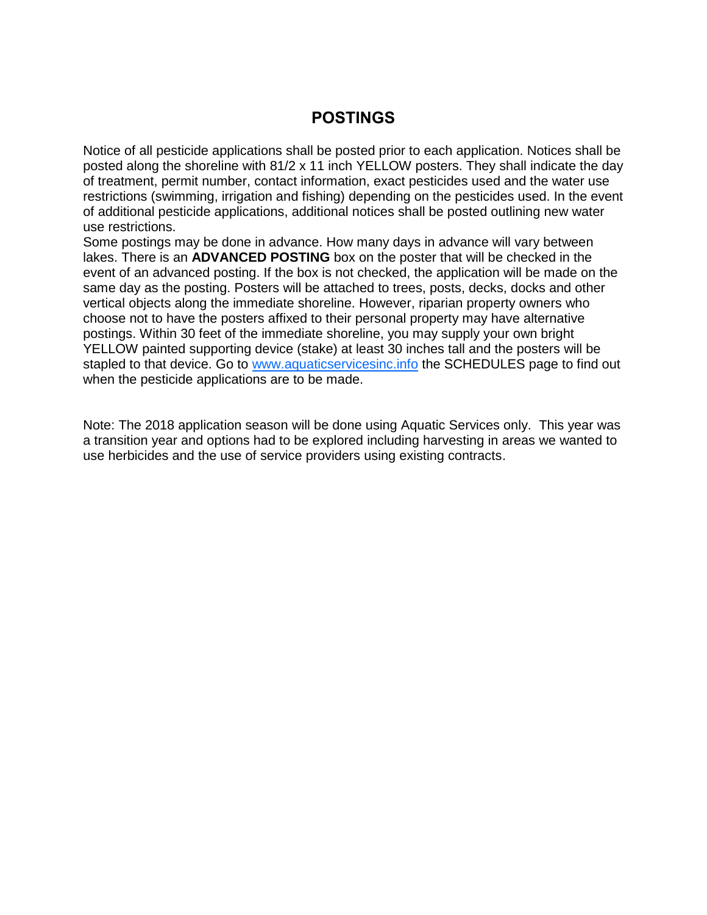# POSTINGS

Notice of all pesticide applications shall be posted prior to each application. Notices shall be posted along the shoreline with 81/2 x 11 inch YELLOW posters. They shall indicate the day of treatment, permit number, contact information, exact pesticides used and the water use restrictions (swimming, irrigation and fishing) depending on the pesticides used. In the event of additional pesticide applications, additional notices shall be posted outlining new water use restrictions.
Some postings may be done in advance. How many days in advance will vary between lakes. There is an **ADVANCED POSTING** box on the poster that will be checked in the event of an advanced posting. If the box is not checked, the application will be made on the same day as the posting. Posters will be attached to trees, posts, decks, docks and other vertical objects along the immediate shoreline. However, riparian property owners who choose not to have the posters affixed to their personal property may have alternative postings. Within 30 feet of the immediate shoreline, you may supply your own bright YELLOW painted supporting device (stake) at least 30 inches tall and the posters will be stapled to that device. Go to www.aquaticservicesinc.info the SCHEDULES page to find out when the pesticide applications are to be made.

Note: The 2018 application season will be done using Aquatic Services only. This year was a transition year and options had to be explored including harvesting in areas we wanted to use herbicides and the use of service providers using existing contracts.